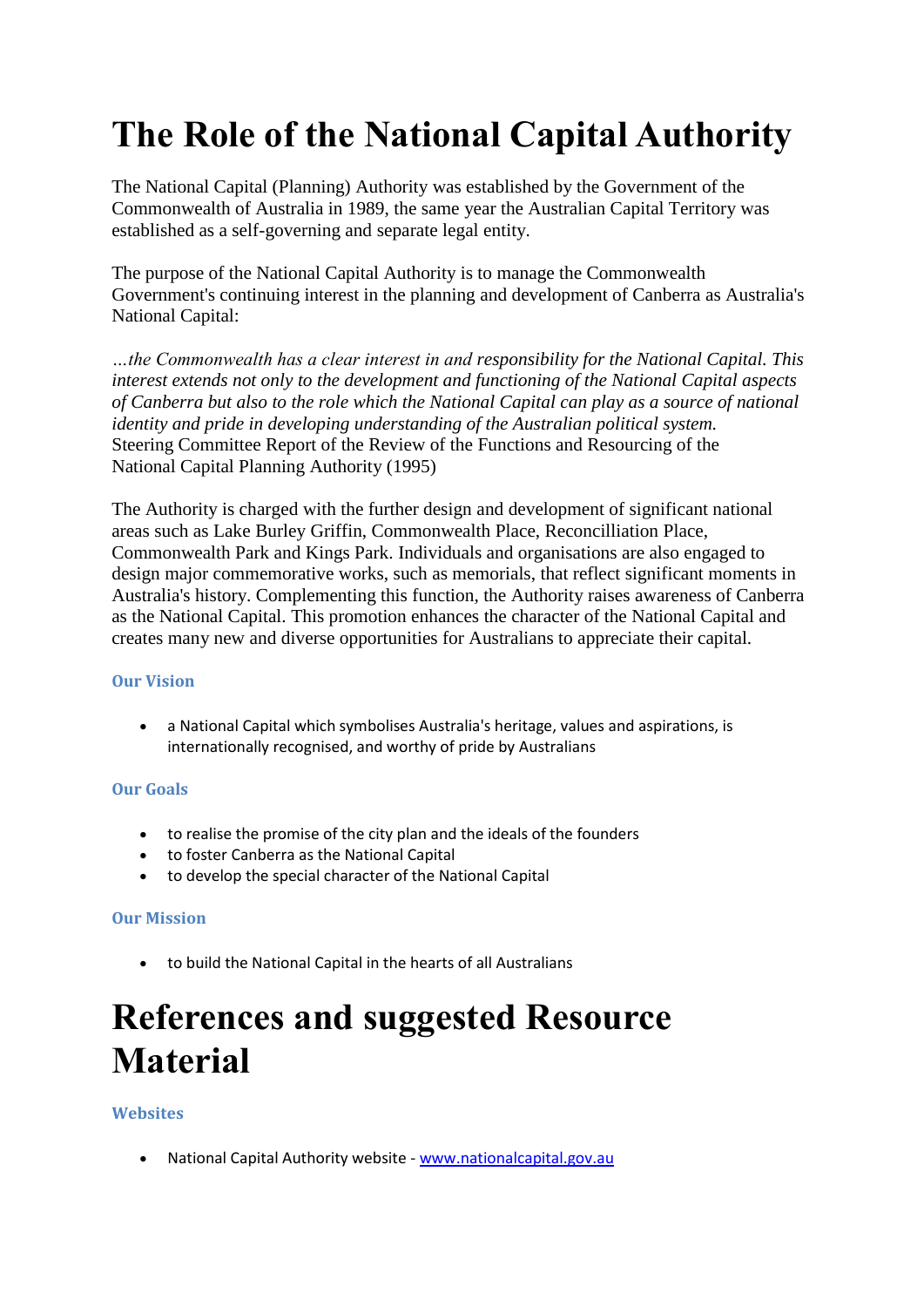# The Role of the National Capital Authority

The National Capital (Planning) Authority was established by the Government of the Commonwealth of Australia in 1989, the same year the Australian Capital Territory was established as a self-governing and separate legal entity.

The purpose of the National Capital Authority is to manage the Commonwealth Government's continuing interest in the planning and development of Canberra as Australia's National Capital:

*…the Commonwealth has a clear interest in and responsibility for the National Capital. This interest extends not only to the development and functioning of the National Capital aspects of Canberra but also to the role which the National Capital can play as a source of national identity and pride in developing understanding of the Australian political system.*
Steering Committee Report of the Review of the Functions and Resourcing of the National Capital Planning Authority (1995)

The Authority is charged with the further design and development of significant national areas such as Lake Burley Griffin, Commonwealth Place, Reconcilliation Place, Commonwealth Park and Kings Park. Individuals and organisations are also engaged to design major commemorative works, such as memorials, that reflect significant moments in Australia's history. Complementing this function, the Authority raises awareness of Canberra as the National Capital. This promotion enhances the character of the National Capital and creates many new and diverse opportunities for Australians to appreciate their capital.

### Our Vision

- a National Capital which symbolises Australia's heritage, values and aspirations, is internationally recognised, and worthy of pride by Australians

### Our Goals

- to realise the promise of the city plan and the ideals of the founders
- to foster Canberra as the National Capital
- to develop the special character of the National Capital

### Our Mission

- to build the National Capital in the hearts of all Australians

# References and suggested Resource Material

### Websites

- National Capital Authority website - [www.nationalcapital.gov.au](http://www.nationalcapital.gov.au)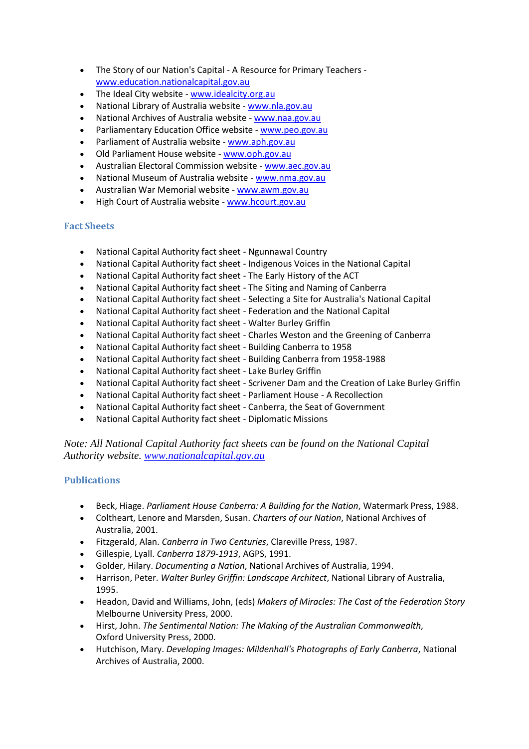- The Story of our Nation's Capital - A Resource for Primary Teachers - www.education.nationalcapital.gov.au
- The Ideal City website - www.idealcity.org.au
- National Library of Australia website - www.nla.gov.au
- National Archives of Australia website - www.naa.gov.au
- Parliamentary Education Office website - www.peo.gov.au
- Parliament of Australia website - www.aph.gov.au
- Old Parliament House website - www.oph.gov.au
- Australian Electoral Commission website - www.aec.gov.au
- National Museum of Australia website - www.nma.gov.au
- Australian War Memorial website - www.awm.gov.au
- High Court of Australia website - www.hcourt.gov.au

## Fact Sheets

- National Capital Authority fact sheet - Ngunnawal Country
- National Capital Authority fact sheet - Indigenous Voices in the National Capital
- National Capital Authority fact sheet - The Early History of the ACT
- National Capital Authority fact sheet - The Siting and Naming of Canberra
- National Capital Authority fact sheet - Selecting a Site for Australia's National Capital
- National Capital Authority fact sheet - Federation and the National Capital
- National Capital Authority fact sheet - Walter Burley Griffin
- National Capital Authority fact sheet - Charles Weston and the Greening of Canberra
- National Capital Authority fact sheet - Building Canberra to 1958
- National Capital Authority fact sheet - Building Canberra from 1958-1988
- National Capital Authority fact sheet - Lake Burley Griffin
- National Capital Authority fact sheet - Scrivener Dam and the Creation of Lake Burley Griffin
- National Capital Authority fact sheet - Parliament House - A Recollection
- National Capital Authority fact sheet - Canberra, the Seat of Government
- National Capital Authority fact sheet - Diplomatic Missions

*Note: All National Capital Authority fact sheets can be found on the National Capital Authority website. www.nationalcapital.gov.au*

## Publications

- Beck, Hiage. *Parliament House Canberra: A Building for the Nation*, Watermark Press, 1988.
- Coltheart, Lenore and Marsden, Susan. *Charters of our Nation*, National Archives of Australia, 2001.
- Fitzgerald, Alan. *Canberra in Two Centuries*, Clareville Press, 1987.
- Gillespie, Lyall. *Canberra 1879-1913*, AGPS, 1991.
- Golder, Hilary. *Documenting a Nation*, National Archives of Australia, 1994.
- Harrison, Peter. *Walter Burley Griffin: Landscape Architect*, National Library of Australia, 1995.
- Headon, David and Williams, John, (eds) *Makers of Miracles: The Cast of the Federation Story* Melbourne University Press, 2000.
- Hirst, John. *The Sentimental Nation: The Making of the Australian Commonwealth*, Oxford University Press, 2000.
- Hutchison, Mary. *Developing Images: Mildenhall's Photographs of Early Canberra*, National Archives of Australia, 2000.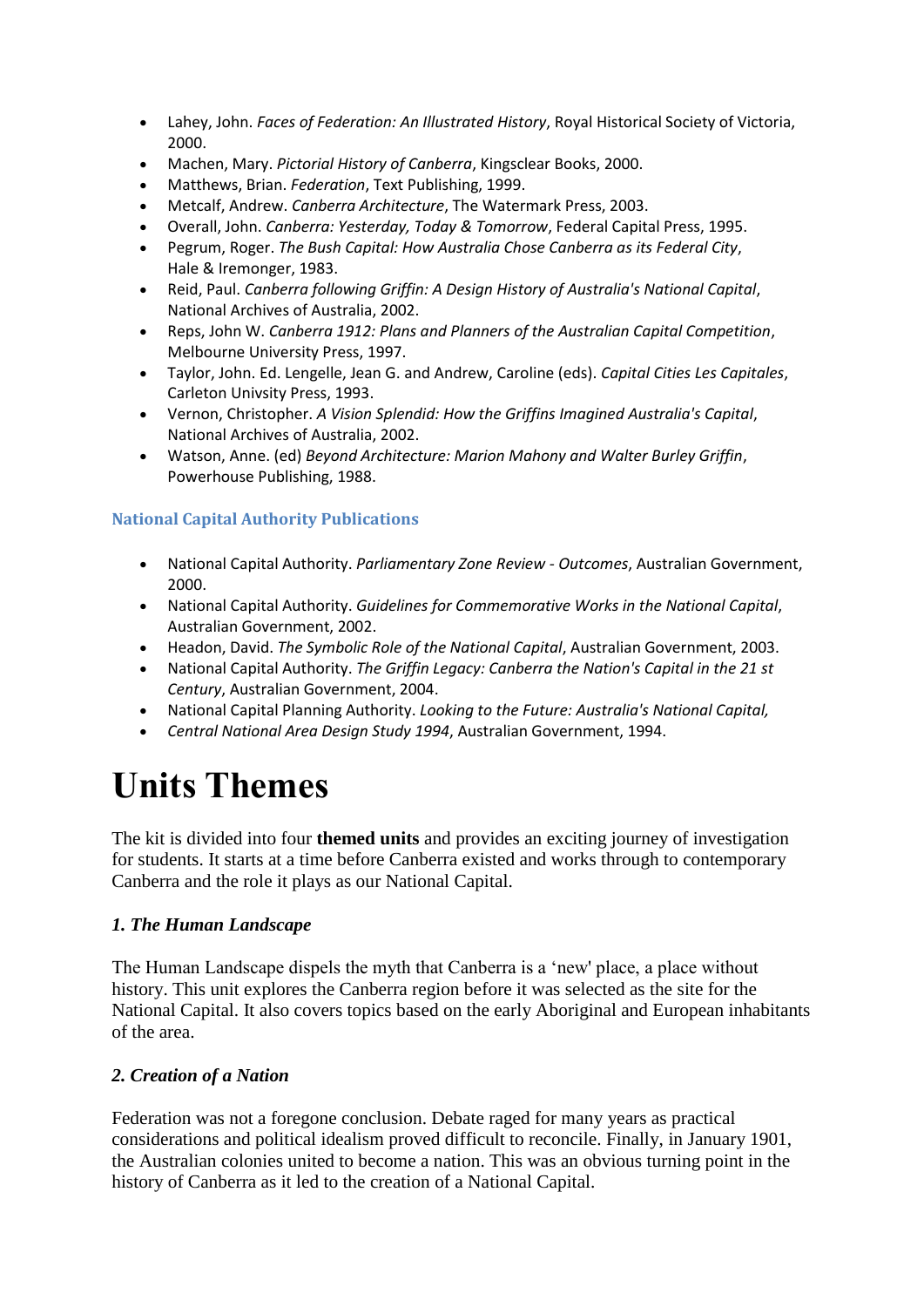- Lahey, John. *Faces of Federation: An Illustrated History*, Royal Historical Society of Victoria, 2000.
- Machen, Mary. *Pictorial History of Canberra*, Kingsclear Books, 2000.
- Matthews, Brian. *Federation*, Text Publishing, 1999.
- Metcalf, Andrew. *Canberra Architecture*, The Watermark Press, 2003.
- Overall, John. *Canberra: Yesterday, Today & Tomorrow*, Federal Capital Press, 1995.
- Pegrum, Roger. *The Bush Capital: How Australia Chose Canberra as its Federal City*, Hale & Iremonger, 1983.
- Reid, Paul. *Canberra following Griffin: A Design History of Australia's National Capital*, National Archives of Australia, 2002.
- Reps, John W. *Canberra 1912: Plans and Planners of the Australian Capital Competition*, Melbourne University Press, 1997.
- Taylor, John. Ed. Lengelle, Jean G. and Andrew, Caroline (eds). *Capital Cities Les Capitales*, Carleton Univsity Press, 1993.
- Vernon, Christopher. *A Vision Splendid: How the Griffins Imagined Australia's Capital*, National Archives of Australia, 2002.
- Watson, Anne. (ed) *Beyond Architecture: Marion Mahony and Walter Burley Griffin*, Powerhouse Publishing, 1988.

### National Capital Authority Publications

- National Capital Authority. *Parliamentary Zone Review - Outcomes*, Australian Government, 2000.
- National Capital Authority. *Guidelines for Commemorative Works in the National Capital*, Australian Government, 2002.
- Headon, David. *The Symbolic Role of the National Capital*, Australian Government, 2003.
- National Capital Authority. *The Griffin Legacy: Canberra the Nation's Capital in the 21 st Century*, Australian Government, 2004.
- National Capital Planning Authority. *Looking to the Future: Australia's National Capital,*
- *Central National Area Design Study 1994*, Australian Government, 1994.

# Units Themes

The kit is divided into four **themed units** and provides an exciting journey of investigation for students. It starts at a time before Canberra existed and works through to contemporary Canberra and the role it plays as our National Capital.

### *1. The Human Landscape*

The Human Landscape dispels the myth that Canberra is a 'new' place, a place without history. This unit explores the Canberra region before it was selected as the site for the National Capital. It also covers topics based on the early Aboriginal and European inhabitants of the area.

### *2. Creation of a Nation*

Federation was not a foregone conclusion. Debate raged for many years as practical considerations and political idealism proved difficult to reconcile. Finally, in January 1901, the Australian colonies united to become a nation. This was an obvious turning point in the history of Canberra as it led to the creation of a National Capital.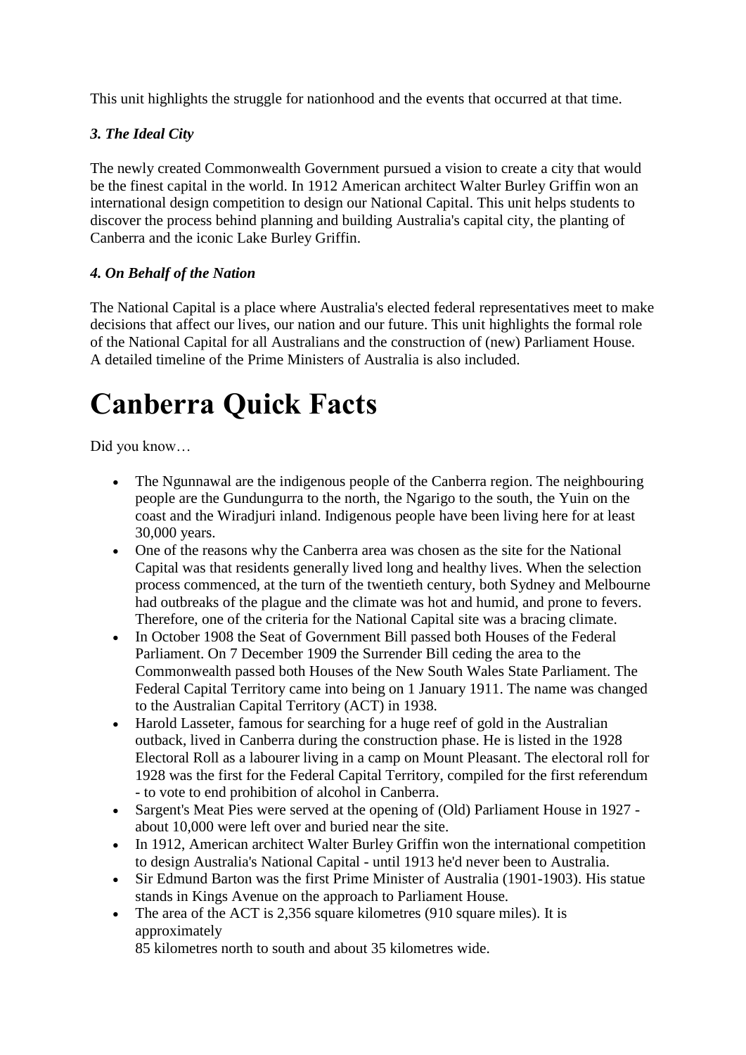This unit highlights the struggle for nationhood and the events that occurred at that time.

### *3. The Ideal City*

The newly created Commonwealth Government pursued a vision to create a city that would be the finest capital in the world. In 1912 American architect Walter Burley Griffin won an international design competition to design our National Capital. This unit helps students to discover the process behind planning and building Australia's capital city, the planting of Canberra and the iconic Lake Burley Griffin.

### *4. On Behalf of the Nation*

The National Capital is a place where Australia's elected federal representatives meet to make decisions that affect our lives, our nation and our future. This unit highlights the formal role of the National Capital for all Australians and the construction of (new) Parliament House. A detailed timeline of the Prime Ministers of Australia is also included.

# Canberra Quick Facts

Did you know…

- The Ngunnawal are the indigenous people of the Canberra region. The neighbouring people are the Gundungurra to the north, the Ngarigo to the south, the Yuin on the coast and the Wiradjuri inland. Indigenous people have been living here for at least 30,000 years.
- One of the reasons why the Canberra area was chosen as the site for the National Capital was that residents generally lived long and healthy lives. When the selection process commenced, at the turn of the twentieth century, both Sydney and Melbourne had outbreaks of the plague and the climate was hot and humid, and prone to fevers. Therefore, one of the criteria for the National Capital site was a bracing climate.
- In October 1908 the Seat of Government Bill passed both Houses of the Federal Parliament. On 7 December 1909 the Surrender Bill ceding the area to the Commonwealth passed both Houses of the New South Wales State Parliament. The Federal Capital Territory came into being on 1 January 1911. The name was changed to the Australian Capital Territory (ACT) in 1938.
- Harold Lasseter, famous for searching for a huge reef of gold in the Australian outback, lived in Canberra during the construction phase. He is listed in the 1928 Electoral Roll as a labourer living in a camp on Mount Pleasant. The electoral roll for 1928 was the first for the Federal Capital Territory, compiled for the first referendum - to vote to end prohibition of alcohol in Canberra.
- Sargent's Meat Pies were served at the opening of (Old) Parliament House in 1927 - about 10,000 were left over and buried near the site.
- In 1912, American architect Walter Burley Griffin won the international competition to design Australia's National Capital - until 1913 he'd never been to Australia.
- Sir Edmund Barton was the first Prime Minister of Australia (1901-1903). His statue stands in Kings Avenue on the approach to Parliament House.
- The area of the ACT is 2,356 square kilometres (910 square miles). It is approximately 85 kilometres north to south and about 35 kilometres wide.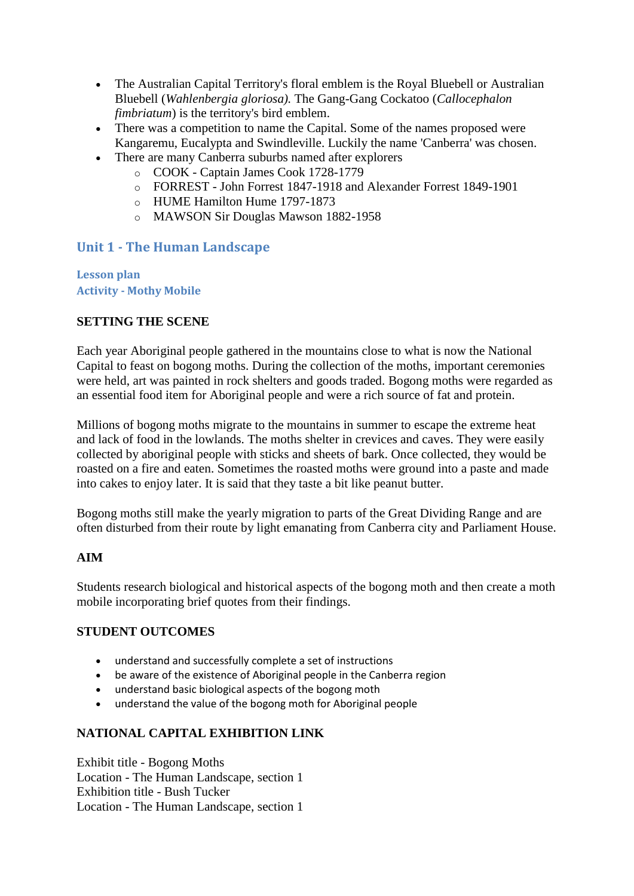- The Australian Capital Territory's floral emblem is the Royal Bluebell or Australian Bluebell (*Wahlenbergia gloriosa).* The Gang-Gang Cockatoo (*Callocephalon fimbriatum*) is the territory's bird emblem.
- There was a competition to name the Capital. Some of the names proposed were Kangaremu, Eucalypta and Swindleville. Luckily the name 'Canberra' was chosen.
- There are many Canberra suburbs named after explorers
  - COOK - Captain James Cook 1728-1779
  - FORREST - John Forrest 1847-1918 and Alexander Forrest 1849-1901
  - HUME Hamilton Hume 1797-1873
  - MAWSON Sir Douglas Mawson 1882-1958

## Unit 1 - The Human Landscape

### Lesson plan
### Activity - Mothy Mobile

**SETTING THE SCENE**

Each year Aboriginal people gathered in the mountains close to what is now the National Capital to feast on bogong moths. During the collection of the moths, important ceremonies were held, art was painted in rock shelters and goods traded. Bogong moths were regarded as an essential food item for Aboriginal people and were a rich source of fat and protein.

Millions of bogong moths migrate to the mountains in summer to escape the extreme heat and lack of food in the lowlands. The moths shelter in crevices and caves. They were easily collected by aboriginal people with sticks and sheets of bark. Once collected, they would be roasted on a fire and eaten. Sometimes the roasted moths were ground into a paste and made into cakes to enjoy later. It is said that they taste a bit like peanut butter.

Bogong moths still make the yearly migration to parts of the Great Dividing Range and are often disturbed from their route by light emanating from Canberra city and Parliament House.

**AIM**

Students research biological and historical aspects of the bogong moth and then create a moth mobile incorporating brief quotes from their findings.

**STUDENT OUTCOMES**

- understand and successfully complete a set of instructions
- be aware of the existence of Aboriginal people in the Canberra region
- understand basic biological aspects of the bogong moth
- understand the value of the bogong moth for Aboriginal people

**NATIONAL CAPITAL EXHIBITION LINK**

Exhibit title - Bogong Moths
Location - The Human Landscape, section 1
Exhibition title - Bush Tucker
Location - The Human Landscape, section 1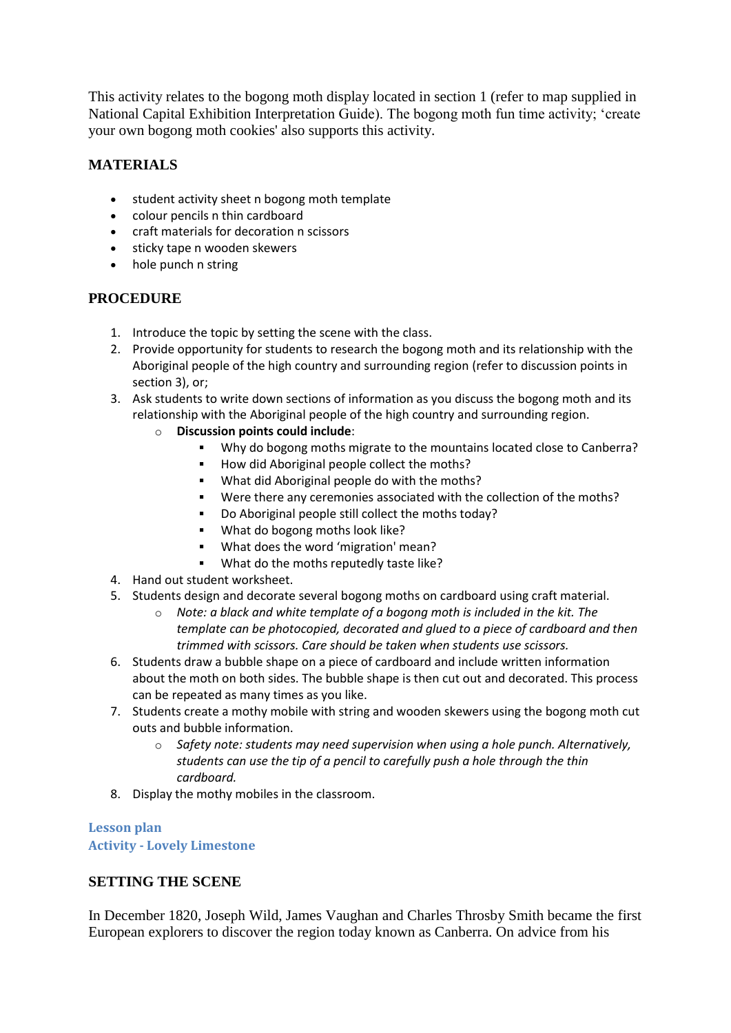This activity relates to the bogong moth display located in section 1 (refer to map supplied in National Capital Exhibition Interpretation Guide). The bogong moth fun time activity; 'create your own bogong moth cookies' also supports this activity.

## MATERIALS

- student activity sheet n bogong moth template
- colour pencils n thin cardboard
- craft materials for decoration n scissors
- sticky tape n wooden skewers
- hole punch n string

## PROCEDURE

1. Introduce the topic by setting the scene with the class.
2. Provide opportunity for students to research the bogong moth and its relationship with the Aboriginal people of the high country and surrounding region (refer to discussion points in section 3), or;
3. Ask students to write down sections of information as you discuss the bogong moth and its relationship with the Aboriginal people of the high country and surrounding region.
   - **Discussion points could include**:
     - Why do bogong moths migrate to the mountains located close to Canberra?
     - How did Aboriginal people collect the moths?
     - What did Aboriginal people do with the moths?
     - Were there any ceremonies associated with the collection of the moths?
     - Do Aboriginal people still collect the moths today?
     - What do bogong moths look like?
     - What does the word 'migration' mean?
     - What do the moths reputedly taste like?
4. Hand out student worksheet.
5. Students design and decorate several bogong moths on cardboard using craft material.
   - *Note: a black and white template of a bogong moth is included in the kit. The template can be photocopied, decorated and glued to a piece of cardboard and then trimmed with scissors. Care should be taken when students use scissors.*
6. Students draw a bubble shape on a piece of cardboard and include written information about the moth on both sides. The bubble shape is then cut out and decorated. This process can be repeated as many times as you like.
7. Students create a mothy mobile with string and wooden skewers using the bogong moth cut outs and bubble information.
   - *Safety note: students may need supervision when using a hole punch. Alternatively, students can use the tip of a pencil to carefully push a hole through the thin cardboard.*
8. Display the mothy mobiles in the classroom.

### Lesson plan
### Activity - Lovely Limestone

## SETTING THE SCENE

In December 1820, Joseph Wild, James Vaughan and Charles Throsby Smith became the first European explorers to discover the region today known as Canberra. On advice from his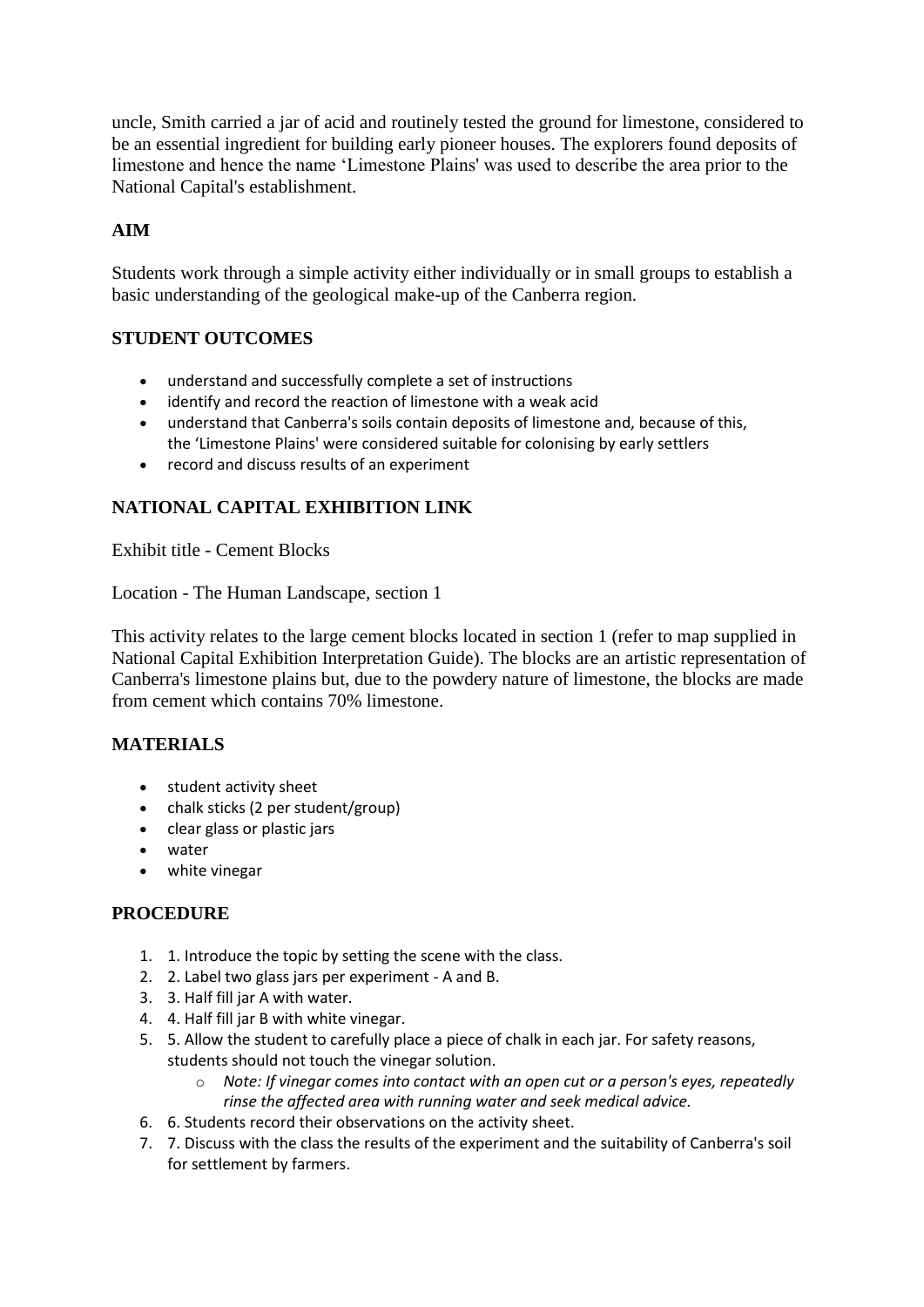uncle, Smith carried a jar of acid and routinely tested the ground for limestone, considered to be an essential ingredient for building early pioneer houses. The explorers found deposits of limestone and hence the name 'Limestone Plains' was used to describe the area prior to the National Capital's establishment.

**AIM**

Students work through a simple activity either individually or in small groups to establish a basic understanding of the geological make-up of the Canberra region.

**STUDENT OUTCOMES**

- understand and successfully complete a set of instructions
- identify and record the reaction of limestone with a weak acid
- understand that Canberra's soils contain deposits of limestone and, because of this, the 'Limestone Plains' were considered suitable for colonising by early settlers
- record and discuss results of an experiment

**NATIONAL CAPITAL EXHIBITION LINK**

Exhibit title - Cement Blocks

Location - The Human Landscape, section 1

This activity relates to the large cement blocks located in section 1 (refer to map supplied in National Capital Exhibition Interpretation Guide). The blocks are an artistic representation of Canberra's limestone plains but, due to the powdery nature of limestone, the blocks are made from cement which contains 70% limestone.

**MATERIALS**

- student activity sheet
- chalk sticks (2 per student/group)
- clear glass or plastic jars
- water
- white vinegar

**PROCEDURE**

1. 1. Introduce the topic by setting the scene with the class.
2. 2. Label two glass jars per experiment - A and B.
3. 3. Half fill jar A with water.
4. 4. Half fill jar B with white vinegar.
5. 5. Allow the student to carefully place a piece of chalk in each jar. For safety reasons, students should not touch the vinegar solution.
   - *Note: If vinegar comes into contact with an open cut or a person's eyes, repeatedly rinse the affected area with running water and seek medical advice.*
6. 6. Students record their observations on the activity sheet.
7. 7. Discuss with the class the results of the experiment and the suitability of Canberra's soil for settlement by farmers.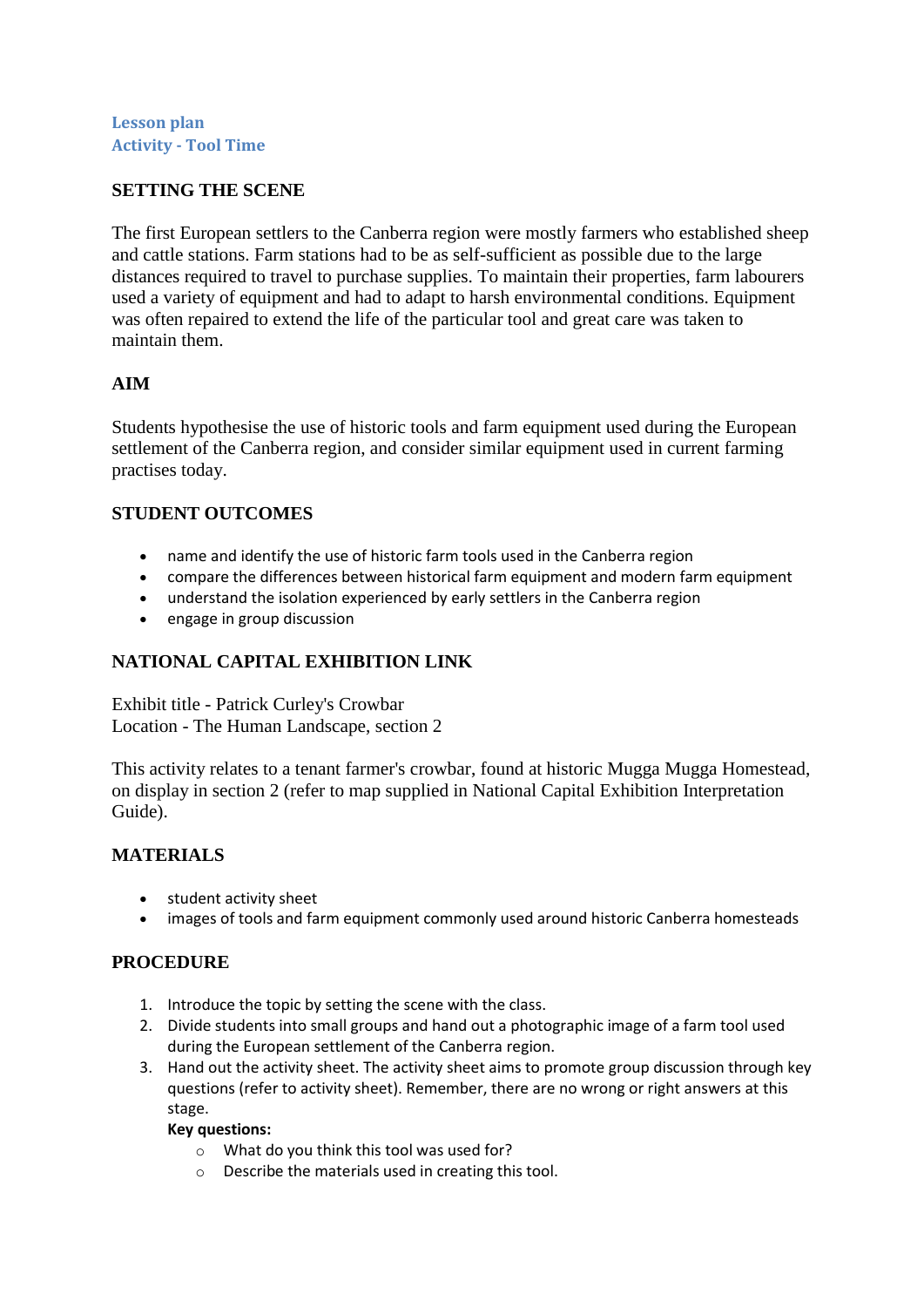## Lesson plan
## Activity - Tool Time

### SETTING THE SCENE

The first European settlers to the Canberra region were mostly farmers who established sheep and cattle stations. Farm stations had to be as self-sufficient as possible due to the large distances required to travel to purchase supplies. To maintain their properties, farm labourers used a variety of equipment and had to adapt to harsh environmental conditions. Equipment was often repaired to extend the life of the particular tool and great care was taken to maintain them.

### AIM

Students hypothesise the use of historic tools and farm equipment used during the European settlement of the Canberra region, and consider similar equipment used in current farming practises today.

### STUDENT OUTCOMES

- name and identify the use of historic farm tools used in the Canberra region
- compare the differences between historical farm equipment and modern farm equipment
- understand the isolation experienced by early settlers in the Canberra region
- engage in group discussion

### NATIONAL CAPITAL EXHIBITION LINK

Exhibit title - Patrick Curley's Crowbar
Location - The Human Landscape, section 2

This activity relates to a tenant farmer's crowbar, found at historic Mugga Mugga Homestead, on display in section 2 (refer to map supplied in National Capital Exhibition Interpretation Guide).

### MATERIALS

- student activity sheet
- images of tools and farm equipment commonly used around historic Canberra homesteads

### PROCEDURE

1. Introduce the topic by setting the scene with the class.
2. Divide students into small groups and hand out a photographic image of a farm tool used during the European settlement of the Canberra region.
3. Hand out the activity sheet. The activity sheet aims to promote group discussion through key questions (refer to activity sheet). Remember, there are no wrong or right answers at this stage.
   **Key questions:**
   - What do you think this tool was used for?
   - Describe the materials used in creating this tool.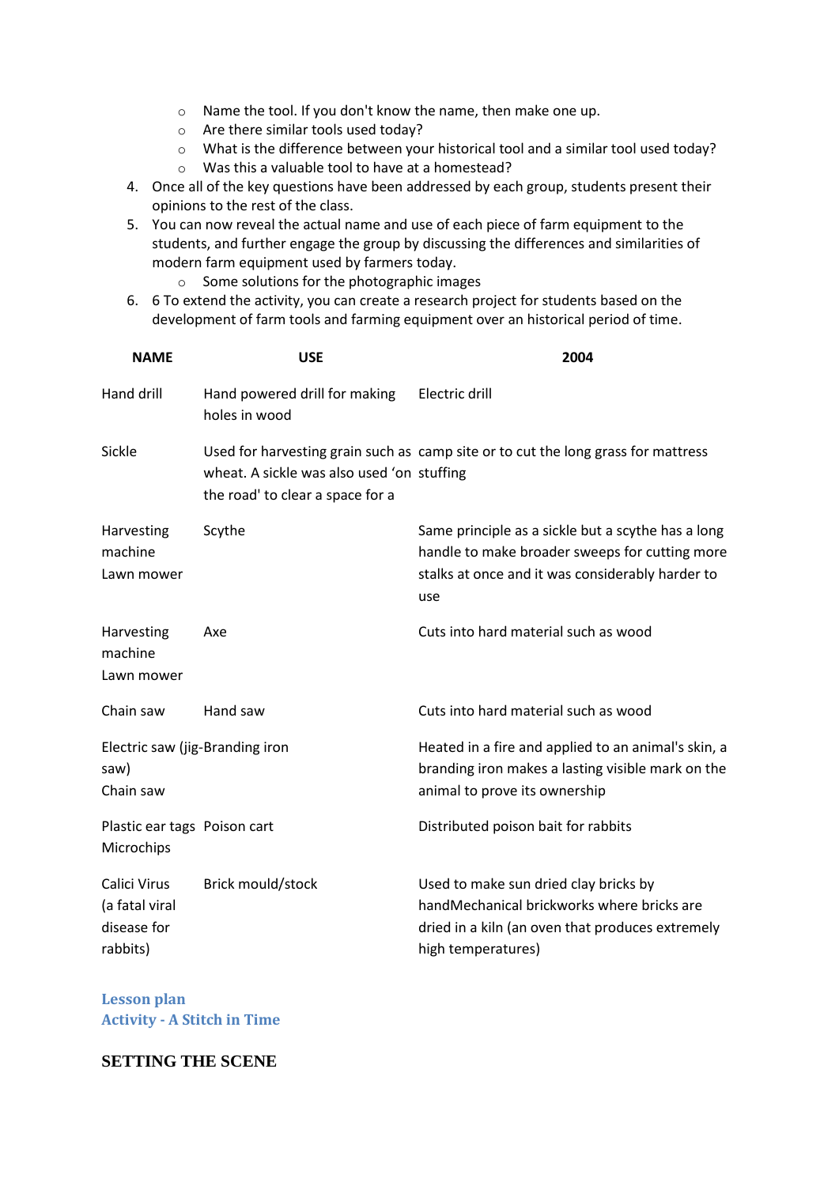- Name the tool. If you don't know the name, then make one up.
- Are there similar tools used today?
- What is the difference between your historical tool and a similar tool used today?
- Was this a valuable tool to have at a homestead?

4. Once all of the key questions have been addressed by each group, students present their opinions to the rest of the class.
5. You can now reveal the actual name and use of each piece of farm equipment to the students, and further engage the group by discussing the differences and similarities of modern farm equipment used by farmers today.
   - Some solutions for the photographic images
6. 6 To extend the activity, you can create a research project for students based on the development of farm tools and farming equipment over an historical period of time.

| NAME | USE | 2004 |
|---|---|---|
| Hand drill | Hand powered drill for making holes in wood | Electric drill |
| Sickle | Used for harvesting grain such as wheat. A sickle was also used 'on the road' to clear a space for a | camp site or to cut the long grass for mattress stuffing |
| Harvesting machine Lawn mower | Scythe | Same principle as a sickle but a scythe has a long handle to make broader sweeps for cutting more stalks at once and it was considerably harder to use |
| Harvesting machine Lawn mower | Axe | Cuts into hard material such as wood |
| Chain saw | Hand saw | Cuts into hard material such as wood |
| Electric saw (jig-saw) Chain saw | Branding iron | Heated in a fire and applied to an animal's skin, a branding iron makes a lasting visible mark on the animal to prove its ownership |
| Plastic ear tags Microchips | Poison cart | Distributed poison bait for rabbits |
| Calici Virus (a fatal viral disease for rabbits) | Brick mould/stock | Used to make sun dried clay bricks by handMechanical brickworks where bricks are dried in a kiln (an oven that produces extremely high temperatures) |

## Lesson plan
## Activity - A Stitch in Time

### SETTING THE SCENE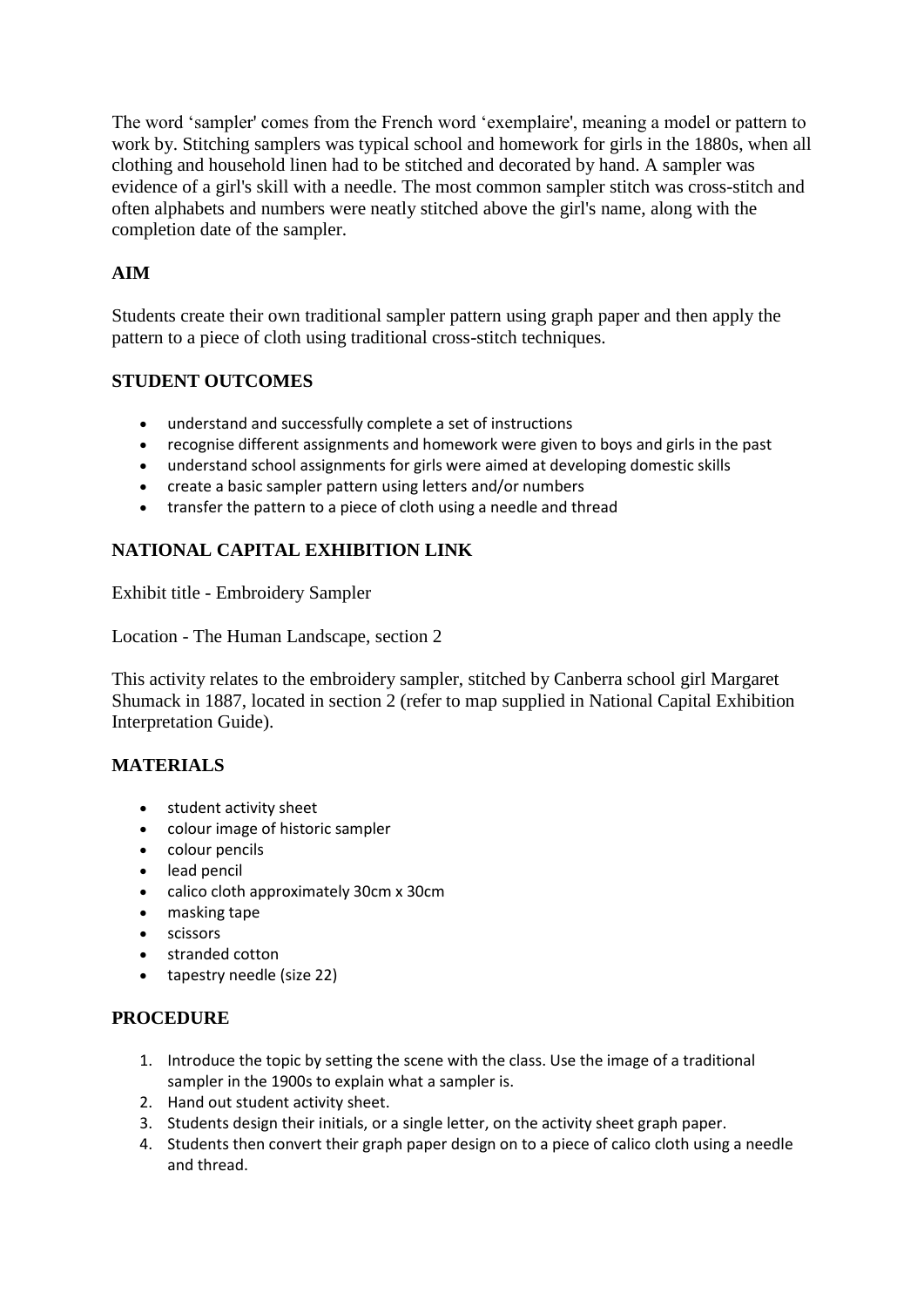The word 'sampler' comes from the French word 'exemplaire', meaning a model or pattern to work by. Stitching samplers was typical school and homework for girls in the 1880s, when all clothing and household linen had to be stitched and decorated by hand. A sampler was evidence of a girl's skill with a needle. The most common sampler stitch was cross-stitch and often alphabets and numbers were neatly stitched above the girl's name, along with the completion date of the sampler.

## AIM

Students create their own traditional sampler pattern using graph paper and then apply the pattern to a piece of cloth using traditional cross-stitch techniques.

## STUDENT OUTCOMES

- understand and successfully complete a set of instructions
- recognise different assignments and homework were given to boys and girls in the past
- understand school assignments for girls were aimed at developing domestic skills
- create a basic sampler pattern using letters and/or numbers
- transfer the pattern to a piece of cloth using a needle and thread

## NATIONAL CAPITAL EXHIBITION LINK

Exhibit title - Embroidery Sampler

Location - The Human Landscape, section 2

This activity relates to the embroidery sampler, stitched by Canberra school girl Margaret Shumack in 1887, located in section 2 (refer to map supplied in National Capital Exhibition Interpretation Guide).

## MATERIALS

- student activity sheet
- colour image of historic sampler
- colour pencils
- lead pencil
- calico cloth approximately 30cm x 30cm
- masking tape
- scissors
- stranded cotton
- tapestry needle (size 22)

## PROCEDURE

1. Introduce the topic by setting the scene with the class. Use the image of a traditional sampler in the 1900s to explain what a sampler is.
2. Hand out student activity sheet.
3. Students design their initials, or a single letter, on the activity sheet graph paper.
4. Students then convert their graph paper design on to a piece of calico cloth using a needle and thread.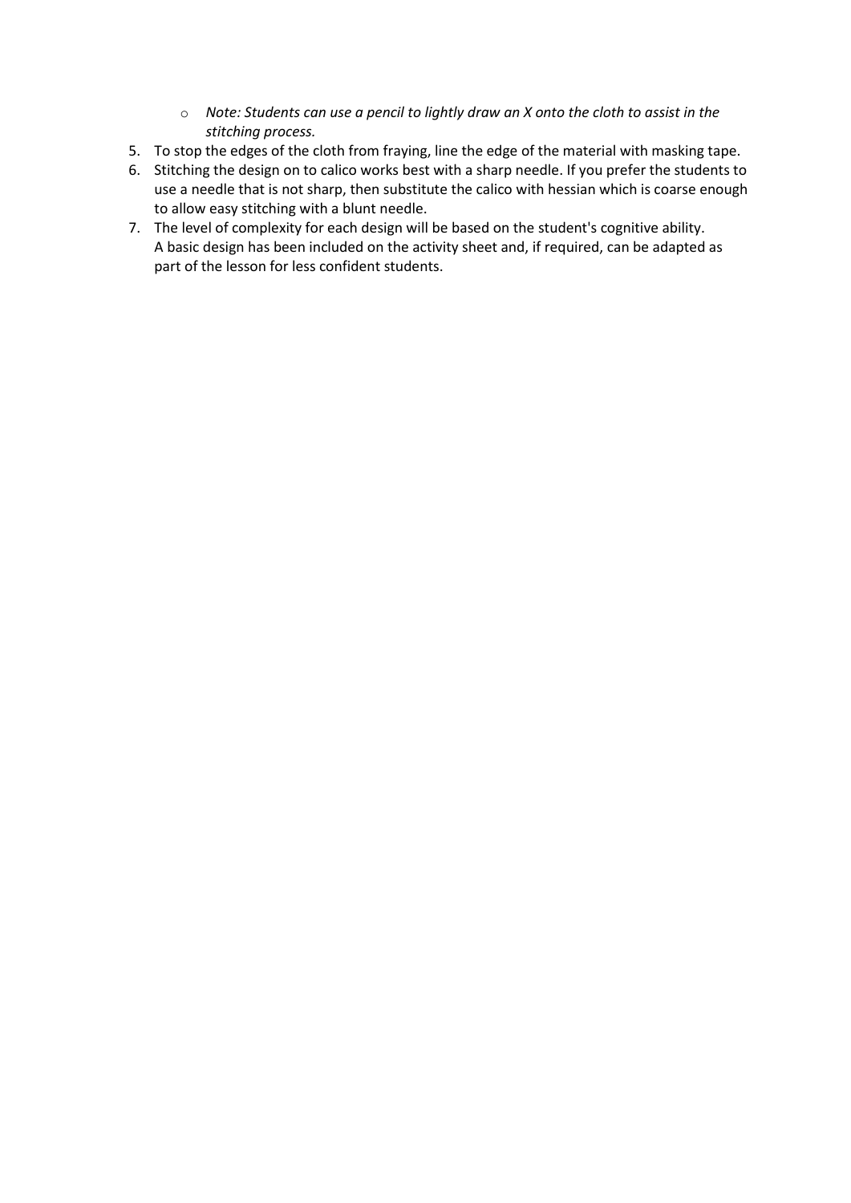- *Note: Students can use a pencil to lightly draw an X onto the cloth to assist in the stitching process.*
5. To stop the edges of the cloth from fraying, line the edge of the material with masking tape.
6. Stitching the design on to calico works best with a sharp needle. If you prefer the students to use a needle that is not sharp, then substitute the calico with hessian which is coarse enough to allow easy stitching with a blunt needle.
7. The level of complexity for each design will be based on the student's cognitive ability. A basic design has been included on the activity sheet and, if required, can be adapted as part of the lesson for less confident students.